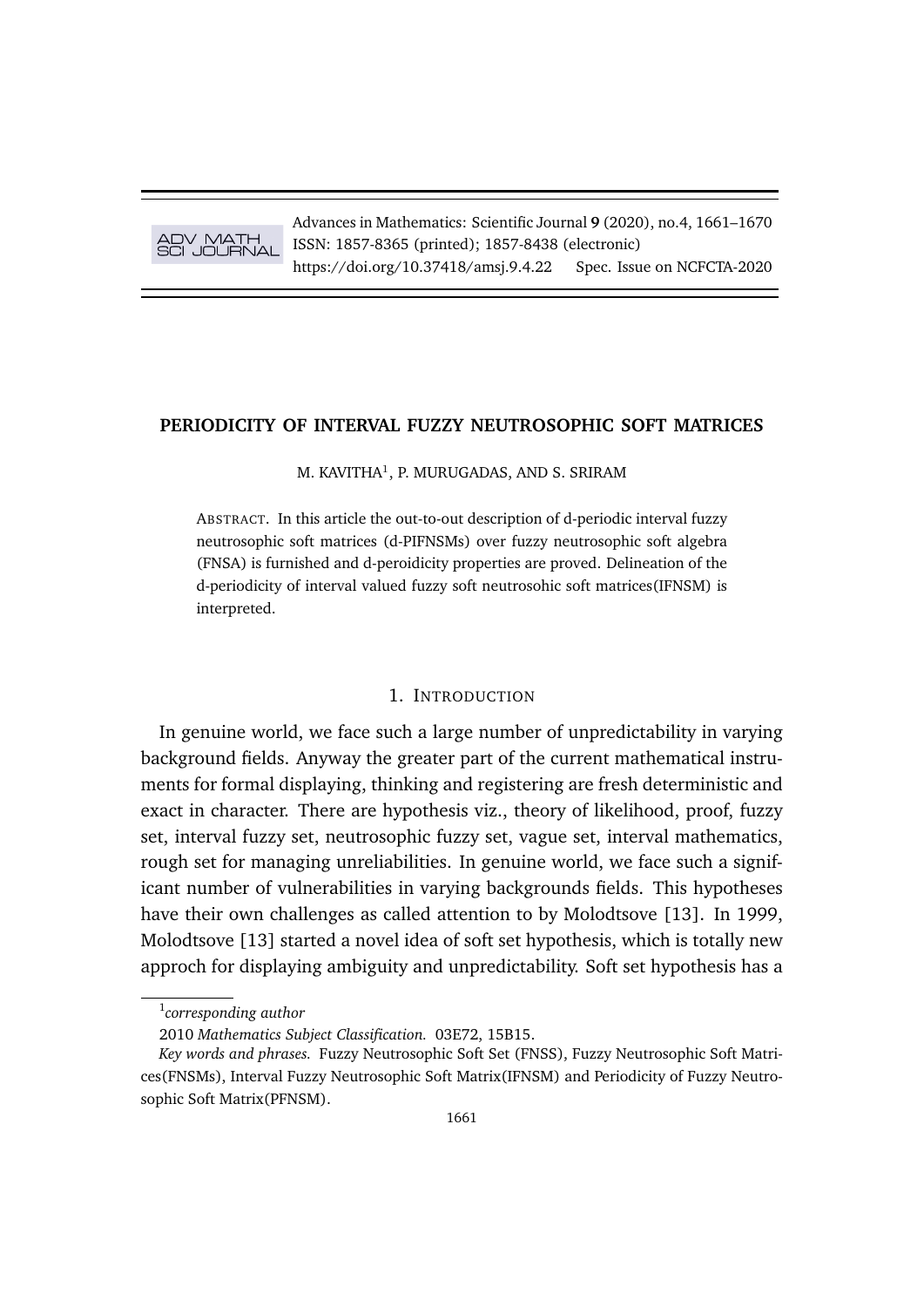# PERIODICITY OF INTERVAL FUZZY NEUTROSOPHIC SOFT MATRICES

M. KAVITHA[1], P. MURUGADAS, AND S. SRIRAM

ABSTRACT. In this article the out-to-out description of d-periodic interval fuzzy neutrosophic soft matrices (d-PIFNSMs) over fuzzy neutrosophic soft algebra (FNSA) is furnished and d-peroidicity properties are proved. Delineation of the d-periodicity of interval valued fuzzy soft neutrosohic soft matrices(IFNSM) is interpreted.

## 1. INTRODUCTION

In genuine world, we face such a large number of unpredictability in varying background fields. Anyway the greater part of the current mathematical instruments for formal displaying, thinking and registering are fresh deterministic and exact in character. There are hypothesis viz., theory of likelihood, proof, fuzzy set, interval fuzzy set, neutrosophic fuzzy set, vague set, interval mathematics, rough set for managing unreliabilities. In genuine world, we face such a significant number of vulnerabilities in varying backgrounds fields. This hypotheses have their own challenges as called attention to by Molodtsove [13]. In 1999, Molodtsove [13] started a novel idea of soft set hypothesis, which is totally new approch for displaying ambiguity and unpredictability. Soft set hypothesis has a

[1]*corresponding author*

2010 *Mathematics Subject Classification.* 03E72, 15B15.

*Key words and phrases.* Fuzzy Neutrosophic Soft Set (FNSS), Fuzzy Neutrosophic Soft Matrices(FNSMs), Interval Fuzzy Neutrosophic Soft Matrix(IFNSM) and Periodicity of Fuzzy Neutrosophic Soft Matrix(PFNSM).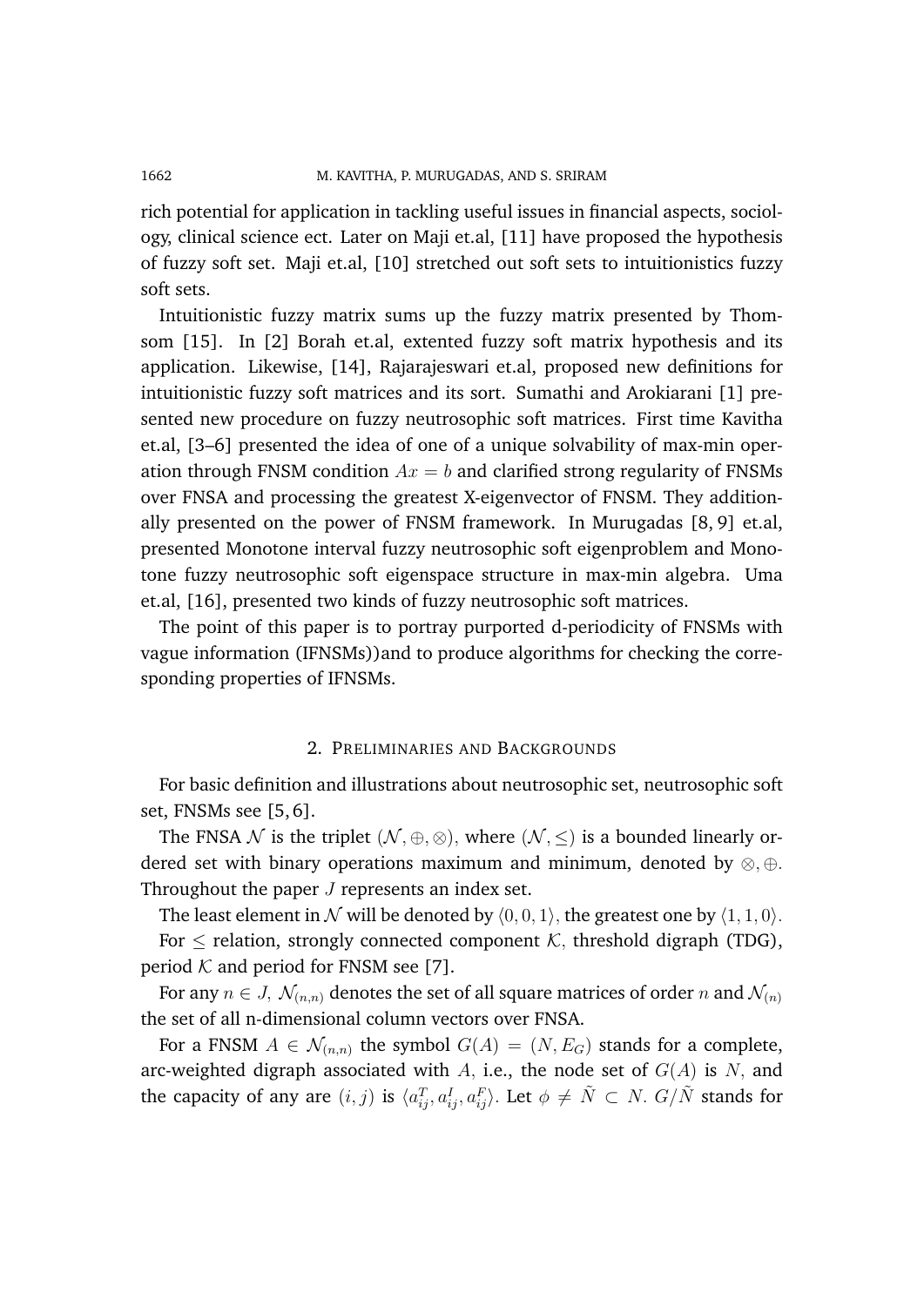rich potential for application in tackling useful issues in financial aspects, sociology, clinical science ect. Later on Maji et.al, [11] have proposed the hypothesis of fuzzy soft set. Maji et.al, [10] stretched out soft sets to intuitionistics fuzzy soft sets.

Intuitionistic fuzzy matrix sums up the fuzzy matrix presented by Thomsom [15]. In [2] Borah et.al, extented fuzzy soft matrix hypothesis and its application. Likewise, [14], Rajarajeswari et.al, proposed new definitions for intuitionistic fuzzy soft matrices and its sort. Sumathi and Arokiarani [1] presented new procedure on fuzzy neutrosophic soft matrices. First time Kavitha et.al, [3–6] presented the idea of one of a unique solvability of max-min operation through FNSM condition $Ax = b$ and clarified strong regularity of FNSMs over FNSA and processing the greatest X-eigenvector of FNSM. They additionally presented on the power of FNSM framework. In Murugadas [8, 9] et.al, presented Monotone interval fuzzy neutrosophic soft eigenproblem and Monotone fuzzy neutrosophic soft eigenspace structure in max-min algebra. Uma et.al, [16], presented two kinds of fuzzy neutrosophic soft matrices.

The point of this paper is to portray purported d-periodicity of FNSMs with vague information (IFNSMs))and to produce algorithms for checking the corresponding properties of IFNSMs.

## 2. Preliminaries and Backgrounds

For basic definition and illustrations about neutrosophic set, neutrosophic soft set, FNSMs see [5, 6].

The FNSA $\mathcal{N}$ is the triplet $(\mathcal{N}, \oplus, \otimes)$, where $(\mathcal{N}, \leq)$ is a bounded linearly ordered set with binary operations maximum and minimum, denoted by $\otimes, \oplus$. Throughout the paper $J$ represents an index set.

The least element in $\mathcal{N}$ will be denoted by $\langle 0, 0, 1\rangle$, the greatest one by $\langle 1, 1, 0\rangle$.

For $\leq$ relation, strongly connected component $\mathcal{K}$, threshold digraph (TDG), period $\mathcal{K}$ and period for FNSM see [7].

For any $n \in J$, $\mathcal{N}_{(n,n)}$ denotes the set of all square matrices of order $n$ and $\mathcal{N}_{(n)}$ the set of all n-dimensional column vectors over FNSA.

For a FNSM $A \in \mathcal{N}_{(n,n)}$ the symbol $G(A) = (N, E_G)$ stands for a complete, arc-weighted digraph associated with $A$, i.e., the node set of $G(A)$ is $N$, and the capacity of any are $(i, j)$ is $\langle a_{ij}^T, a_{ij}^I, a_{ij}^F\rangle$. Let $\phi \neq \tilde{N} \subset N$. $G/\tilde{N}$ stands for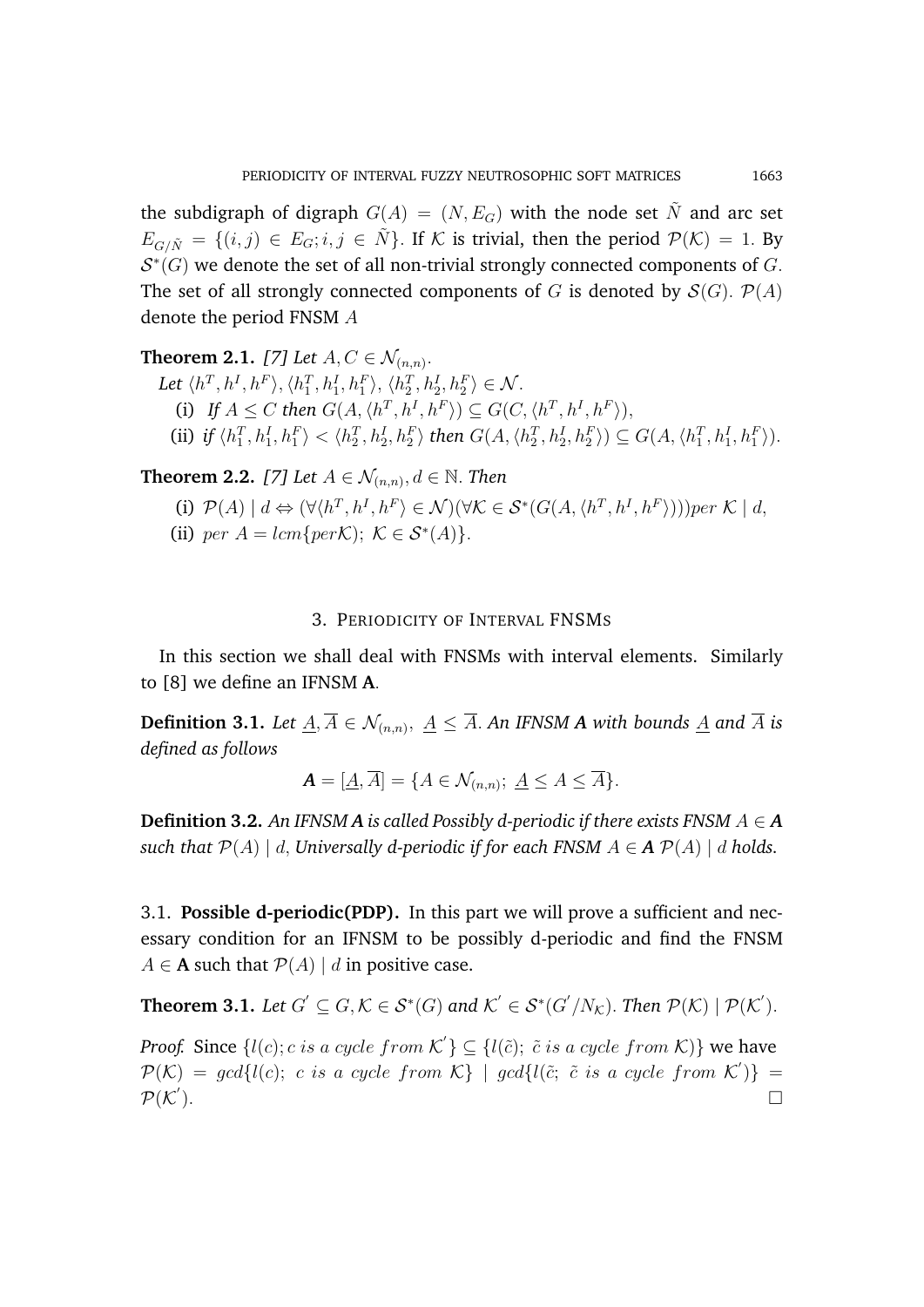the subdigraph of digraph $G(A) = (N, E_G)$ with the node set $\tilde{N}$ and arc set $E_{G/\tilde{N}} = \{(i,j) \in E_G; i,j \in \tilde{N}\}$. If $\mathcal{K}$ is trivial, then the period $\mathcal{P}(\mathcal{K}) = 1$. By $\mathcal{S}^*(G)$ we denote the set of all non-trivial strongly connected components of $G$. The set of all strongly connected components of $G$ is denoted by $\mathcal{S}(G)$. $\mathcal{P}(A)$ denote the period FNSM $A$

**Theorem 2.1.** *[7] Let $A, C \in \mathcal{N}_{(n,n)}$.*
*Let $\langle h^T, h^I, h^F\rangle, \langle h_1^T, h_1^I, h_1^F\rangle, \langle h_2^T, h_2^I, h_2^F\rangle \in \mathcal{N}$.*

(i) *If $A \leq C$ then $G(A, \langle h^T, h^I, h^F\rangle) \subseteq G(C, \langle h^T, h^I, h^F\rangle)$,*
(ii) *if $\langle h_1^T, h_1^I, h_1^F\rangle < \langle h_2^T, h_2^I, h_2^F\rangle$ then $G(A, \langle h_2^T, h_2^I, h_2^F\rangle) \subseteq G(A, \langle h_1^T, h_1^I, h_1^F\rangle)$.*

**Theorem 2.2.** *[7] Let $A \in \mathcal{N}_{(n,n)}, d \in \mathbb{N}$. Then*

(i) $\mathcal{P}(A) \mid d \Leftrightarrow (\forall\langle h^T, h^I, h^F\rangle \in \mathcal{N})(\forall \mathcal{K} \in \mathcal{S}^*(G(A, \langle h^T, h^I, h^F\rangle)))per\ \mathcal{K} \mid d$,
(ii) $per\ A = lcm\{per\mathcal{K}); \ \mathcal{K} \in \mathcal{S}^*(A)\}$.

## 3. Periodicity of Interval FNSMs

In this section we shall deal with FNSMs with interval elements. Similarly to [8] we define an IFNSM **A**.

**Definition 3.1.** *Let $\underline{A}, \overline{A} \in \mathcal{N}_{(n,n)}, \ \underline{A} \leq \overline{A}$. An IFNSM $\boldsymbol{A}$ with bounds $\underline{A}$ and $\overline{A}$ is defined as follows*

$$\boldsymbol{A} = [\underline{A}, \overline{A}] = \{A \in \mathcal{N}_{(n,n)}; \ \underline{A} \leq A \leq \overline{A}\}.$$

**Definition 3.2.** *An IFNSM $\boldsymbol{A}$ is called Possibly d-periodic if there exists FNSM $A \in \boldsymbol{A}$ such that $\mathcal{P}(A) \mid d$, Universally d-periodic if for each FNSM $A \in \boldsymbol{A}$ $\mathcal{P}(A) \mid d$ holds.*

3.1. **Possible d-periodic(PDP).** In this part we will prove a sufficient and necessary condition for an IFNSM to be possibly d-periodic and find the FNSM $A \in$ **A** such that $\mathcal{P}(A) \mid d$ in positive case.

**Theorem 3.1.** *Let $G' \subseteq G, \mathcal{K} \in \mathcal{S}^*(G)$ and $\mathcal{K}' \in \mathcal{S}^*(G'/N_{\mathcal{K}})$. Then $\mathcal{P}(\mathcal{K}) \mid \mathcal{P}(\mathcal{K}')$.*

*Proof.* Since $\{l(c); c\ is\ a\ cycle\ from\ \mathcal{K}'\} \subseteq \{l(\tilde{c});\ \tilde{c}\ is\ a\ cycle\ from\ \mathcal{K})\}$ we have $\mathcal{P}(\mathcal{K}) = gcd\{l(c);\ c\ is\ a\ cycle\ from\ \mathcal{K}\} \mid gcd\{l(\tilde{c};\ \tilde{c}\ is\ a\ cycle\ from\ \mathcal{K}')\} = \mathcal{P}(\mathcal{K}')$. □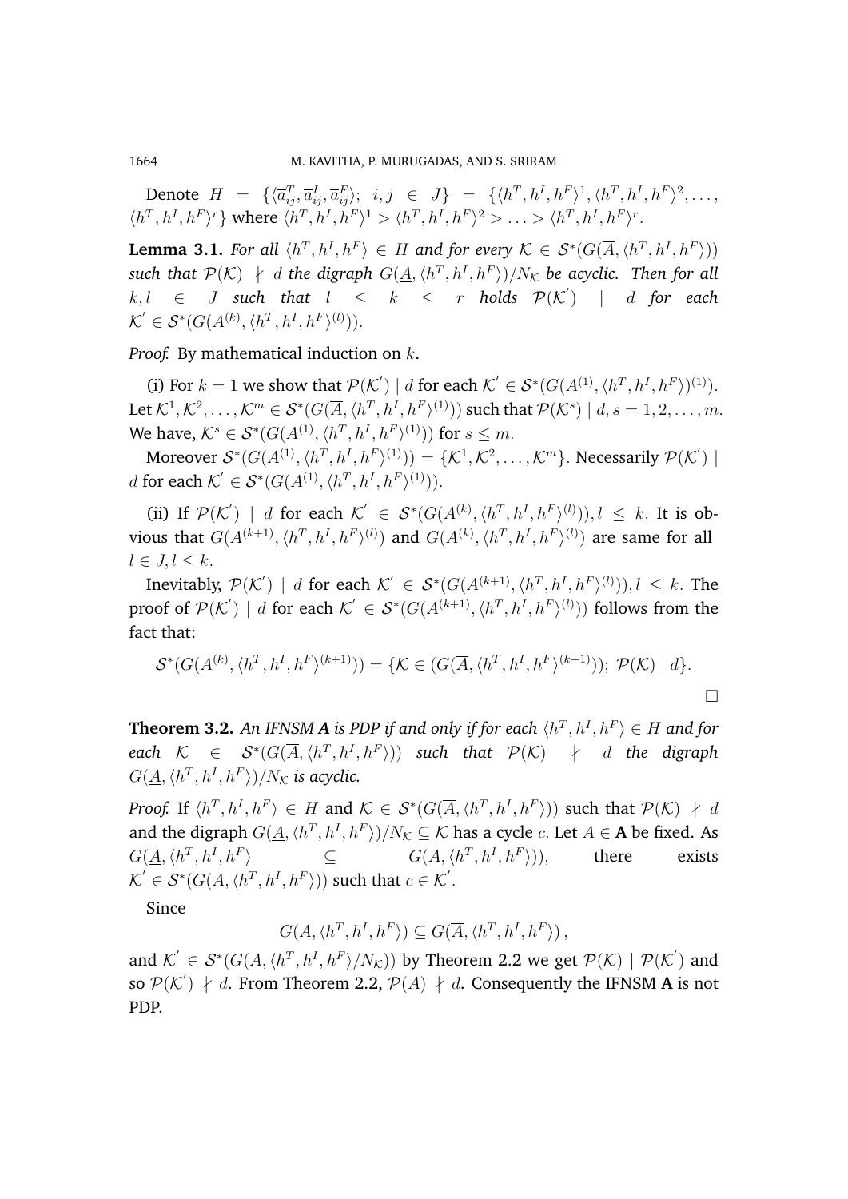Denote $H = \{\langle \overline{a}_{ij}^T, \overline{a}_{ij}^I, \overline{a}_{ij}^F \rangle;\ i, j \in J\} = \{\langle h^T, h^I, h^F \rangle^1, \langle h^T, h^I, h^F \rangle^2, \ldots, \langle h^T, h^I, h^F \rangle^r\}$ where $\langle h^T, h^I, h^F \rangle^1 > \langle h^T, h^I, h^F \rangle^2 > \ldots > \langle h^T, h^I, h^F \rangle^r$.

**Lemma 3.1.** *For all $\langle h^T, h^I, h^F \rangle \in H$ and for every $\mathcal{K} \in \mathcal{S}^*(G(\overline{A}, \langle h^T, h^I, h^F \rangle))$ such that $\mathcal{P}(\mathcal{K}) \nmid d$ the digraph $G(\underline{A}, \langle h^T, h^I, h^F \rangle)/N_{\mathcal{K}}$ be acyclic. Then for all $k, l \in J$ such that $l \leq k \leq r$ holds $\mathcal{P}(\mathcal{K}') \mid d$ for each $\mathcal{K}' \in \mathcal{S}^*(G(A^{(k)}, \langle h^T, h^I, h^F \rangle^{(l)}))$.*

*Proof.* By mathematical induction on $k$.

(i) For $k = 1$ we show that $\mathcal{P}(\mathcal{K}') \mid d$ for each $\mathcal{K}' \in \mathcal{S}^*(G(A^{(1)}, \langle h^T, h^I, h^F \rangle)^{(1)})$. Let $\mathcal{K}^1, \mathcal{K}^2, \ldots, \mathcal{K}^m \in \mathcal{S}^*(G(\overline{A}, \langle h^T, h^I, h^F \rangle^{(1)}))$ such that $\mathcal{P}(\mathcal{K}^s) \mid d, s = 1, 2, \ldots, m$. We have, $\mathcal{K}^s \in \mathcal{S}^*(G(A^{(1)}, \langle h^T, h^I, h^F \rangle^{(1)}))$ for $s \leq m$.

Moreover $\mathcal{S}^*(G(A^{(1)}, \langle h^T, h^I, h^F \rangle^{(1)})) = \{\mathcal{K}^1, \mathcal{K}^2, \ldots, \mathcal{K}^m\}$. Necessarily $\mathcal{P}(\mathcal{K}') \mid d$ for each $\mathcal{K}' \in \mathcal{S}^*(G(A^{(1)}, \langle h^T, h^I, h^F \rangle^{(1)}))$.

(ii) If $\mathcal{P}(\mathcal{K}') \mid d$ for each $\mathcal{K}' \in \mathcal{S}^*(G(A^{(k)}, \langle h^T, h^I, h^F \rangle^{(l)})), l \leq k$. It is obvious that $G(A^{(k+1)}, \langle h^T, h^I, h^F \rangle^{(l)})$ and $G(A^{(k)}, \langle h^T, h^I, h^F \rangle^{(l)})$ are same for all $l \in J, l \leq k$.

Inevitably, $\mathcal{P}(\mathcal{K}') \mid d$ for each $\mathcal{K}' \in \mathcal{S}^*(G(A^{(k+1)}, \langle h^T, h^I, h^F \rangle^{(l)})), l \leq k$. The proof of $\mathcal{P}(\mathcal{K}') \mid d$ for each $\mathcal{K}' \in \mathcal{S}^*(G(A^{(k+1)}, \langle h^T, h^I, h^F \rangle^{(l)}))$ follows from the fact that:

$$\mathcal{S}^*(G(A^{(k)}, \langle h^T, h^I, h^F \rangle^{(k+1)})) = \{\mathcal{K} \in (G(\overline{A}, \langle h^T, h^I, h^F \rangle^{(k+1)}));\ \mathcal{P}(\mathcal{K}) \mid d\}.$$

$\square$

**Theorem 3.2.** *An IFNSM **A** is PDP if and only if for each $\langle h^T, h^I, h^F \rangle \in H$ and for each $\mathcal{K} \in \mathcal{S}^*(G(\overline{A}, \langle h^T, h^I, h^F \rangle))$ such that $\mathcal{P}(\mathcal{K}) \nmid d$ the digraph $G(\underline{A}, \langle h^T, h^I, h^F \rangle)/N_{\mathcal{K}}$ is acyclic.*

*Proof.* If $\langle h^T, h^I, h^F \rangle \in H$ and $\mathcal{K} \in \mathcal{S}^*(G(\overline{A}, \langle h^T, h^I, h^F \rangle))$ such that $\mathcal{P}(\mathcal{K}) \nmid d$ and the digraph $G(\underline{A}, \langle h^T, h^I, h^F \rangle)/N_{\mathcal{K}} \subseteq \mathcal{K}$ has a cycle $c$. Let $A \in$ **A** be fixed. As $G(\underline{A}, \langle h^T, h^I, h^F \rangle \subseteq G(A, \langle h^T, h^I, h^F \rangle))$, there exists $\mathcal{K}' \in \mathcal{S}^*(G(A, \langle h^T, h^I, h^F \rangle))$ such that $c \in \mathcal{K}'$.

Since

$$G(A, \langle h^T, h^I, h^F \rangle) \subseteq G(\overline{A}, \langle h^T, h^I, h^F \rangle),$$

and $\mathcal{K}' \in \mathcal{S}^*(G(A, \langle h^T, h^I, h^F \rangle/N_{\mathcal{K}}))$ by Theorem 2.2 we get $\mathcal{P}(\mathcal{K}) \mid \mathcal{P}(\mathcal{K}')$ and so $\mathcal{P}(\mathcal{K}') \nmid d$. From Theorem 2.2, $\mathcal{P}(A) \nmid d$. Consequently the IFNSM **A** is not PDP.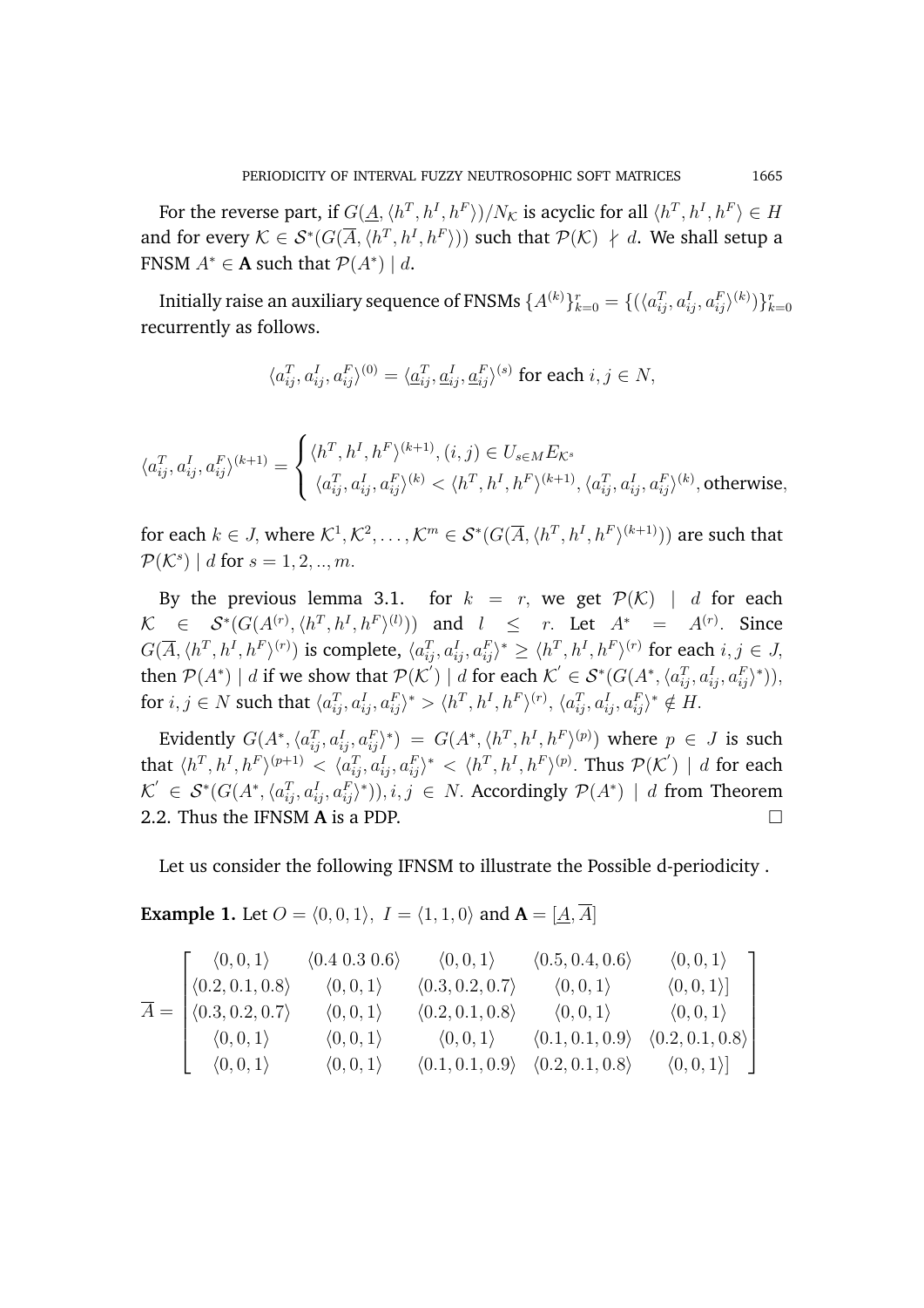For the reverse part, if $G(\underline{A}, \langle h^T, h^I, h^F \rangle)/N_{\mathcal{K}}$ is acyclic for all $\langle h^T, h^I, h^F \rangle \in H$ and for every $\mathcal{K} \in \mathcal{S}^*(G(\overline{A}, \langle h^T, h^I, h^F \rangle))$ such that $\mathcal{P}(\mathcal{K}) \nmid d$. We shall setup a FNSM $A^* \in \mathbf{A}$ such that $\mathcal{P}(A^*) \mid d$.

Initially raise an auxiliary sequence of FNSMs $\{A^{(k)}\}_{k=0}^{r} = \{(\langle a_{ij}^T, a_{ij}^I, a_{ij}^F \rangle^{(k)})\}_{k=0}^{r}$ recurrently as follows.

$$\langle a_{ij}^T, a_{ij}^I, a_{ij}^F \rangle^{(0)} = \langle \underline{a}_{ij}^T, \underline{a}_{ij}^I, \underline{a}_{ij}^F \rangle^{(s)} \text{ for each } i, j \in N,$$

$$\langle a_{ij}^T, a_{ij}^I, a_{ij}^F \rangle^{(k+1)} = \begin{cases} \langle h^T, h^I, h^F \rangle^{(k+1)}, (i,j) \in U_{s \in M} E_{\mathcal{K}^s} \\ \langle a_{ij}^T, a_{ij}^I, a_{ij}^F \rangle^{(k)} < \langle h^T, h^I, h^F \rangle^{(k+1)}, \langle a_{ij}^T, a_{ij}^I, a_{ij}^F \rangle^{(k)}, \text{otherwise}, \end{cases}$$

for each $k \in J$, where $\mathcal{K}^1, \mathcal{K}^2, \ldots, \mathcal{K}^m \in \mathcal{S}^*(G(\overline{A}, \langle h^T, h^I, h^F \rangle^{(k+1)}))$ are such that $\mathcal{P}(\mathcal{K}^s) \mid d$ for $s = 1, 2, .., m$.

By the previous lemma 3.1. for $k = r$, we get $\mathcal{P}(\mathcal{K}) \mid d$ for each $\mathcal{K} \in \mathcal{S}^*(G(A^{(r)}, \langle h^T, h^I, h^F \rangle^{(l)}))$ and $l \leq r$. Let $A^* = A^{(r)}$. Since $G(\overline{A}, \langle h^T, h^I, h^F \rangle^{(r)})$ is complete, $\langle a_{ij}^T, a_{ij}^I, a_{ij}^F \rangle^* \geq \langle h^T, h^I, h^F \rangle^{(r)}$ for each $i, j \in J$, then $\mathcal{P}(A^*) \mid d$ if we show that $\mathcal{P}(\mathcal{K}') \mid d$ for each $\mathcal{K}' \in \mathcal{S}^*(G(A^*, \langle a_{ij}^T, a_{ij}^I, a_{ij}^F \rangle^*))$, for $i, j \in N$ such that $\langle a_{ij}^T, a_{ij}^I, a_{ij}^F \rangle^* > \langle h^T, h^I, h^F \rangle^{(r)}$, $\langle a_{ij}^T, a_{ij}^I, a_{ij}^F \rangle^* \notin H$.

Evidently $G(A^*, \langle a_{ij}^T, a_{ij}^I, a_{ij}^F \rangle^*) = G(A^*, \langle h^T, h^I, h^F \rangle^{(p)})$ where $p \in J$ is such that $\langle h^T, h^I, h^F \rangle^{(p+1)} < \langle a_{ij}^T, a_{ij}^I, a_{ij}^F \rangle^* < \langle h^T, h^I, h^F \rangle^{(p)}$. Thus $\mathcal{P}(\mathcal{K}') \mid d$ for each $\mathcal{K}' \in \mathcal{S}^*(G(A^*, \langle a_{ij}^T, a_{ij}^I, a_{ij}^F \rangle^*)), i, j \in N$. Accordingly $\mathcal{P}(A^*) \mid d$ from Theorem 2.2. Thus the IFNSM **A** is a PDP. $\square$

Let us consider the following IFNSM to illustrate the Possible d-periodicity .

**Example 1.** Let $O = \langle 0, 0, 1 \rangle$, $I = \langle 1, 1, 0 \rangle$ and $\mathbf{A} = [\underline{A}, \overline{A}]$

$$\overline{A} = \begin{bmatrix} \langle 0, 0, 1 \rangle & \langle 0.4\ 0.3\ 0.6 \rangle & \langle 0, 0, 1 \rangle & \langle 0.5, 0.4, 0.6 \rangle & \langle 0, 0, 1 \rangle \\ \langle 0.2, 0.1, 0.8 \rangle & \langle 0, 0, 1 \rangle & \langle 0.3, 0.2, 0.7 \rangle & \langle 0, 0, 1 \rangle & \langle 0, 0, 1 \rangle] \\ \langle 0.3, 0.2, 0.7 \rangle & \langle 0, 0, 1 \rangle & \langle 0.2, 0.1, 0.8 \rangle & \langle 0, 0, 1 \rangle & \langle 0, 0, 1 \rangle \\ \langle 0, 0, 1 \rangle & \langle 0, 0, 1 \rangle & \langle 0, 0, 1 \rangle & \langle 0.1, 0.1, 0.9 \rangle & \langle 0.2, 0.1, 0.8 \rangle \\ \langle 0, 0, 1 \rangle & \langle 0, 0, 1 \rangle & \langle 0.1, 0.1, 0.9 \rangle & \langle 0.2, 0.1, 0.8 \rangle & \langle 0, 0, 1 \rangle] \end{bmatrix}$$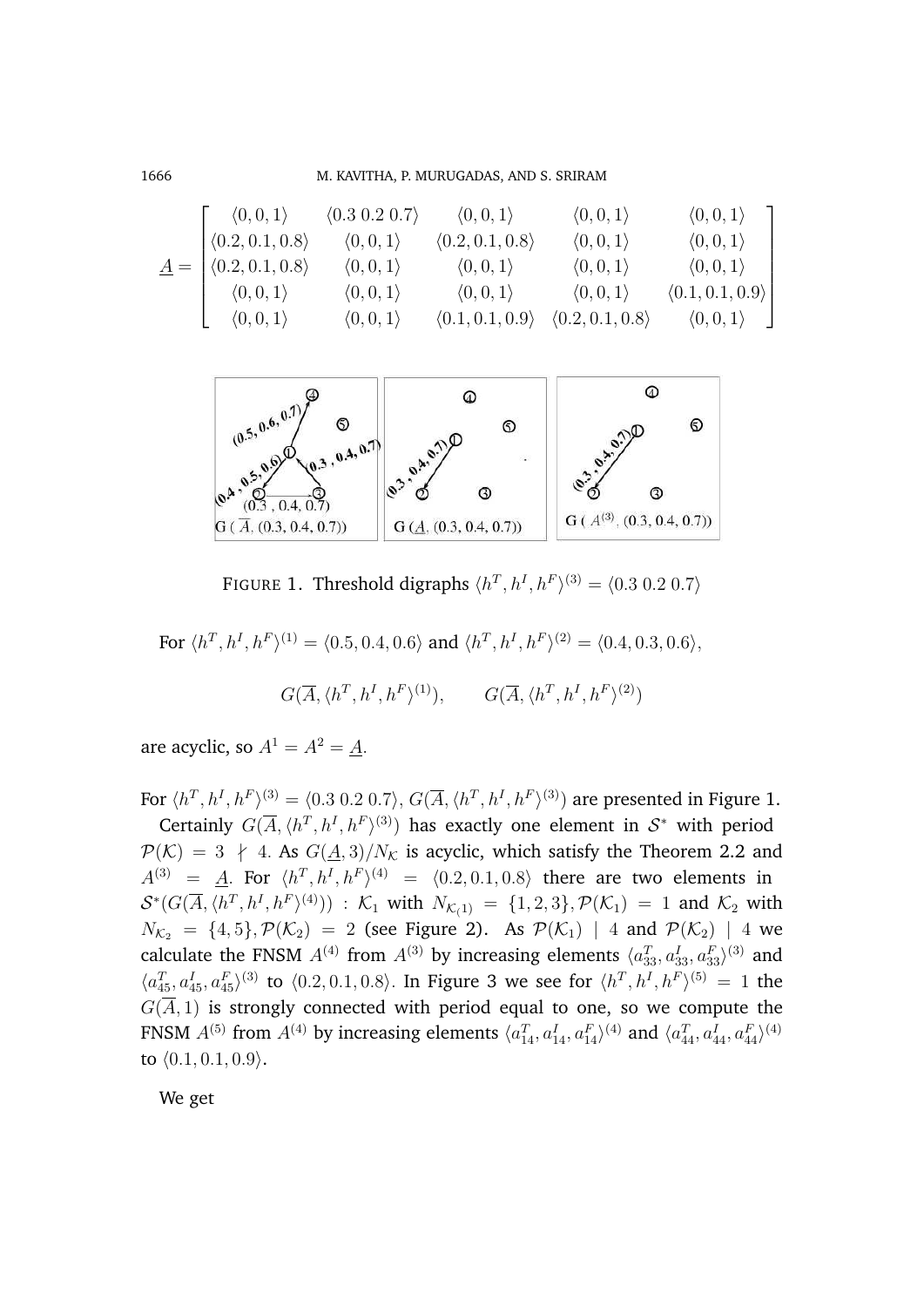$$\underline{A} = \begin{bmatrix} \langle 0,0,1\rangle & \langle 0.3\ 0.2\ 0.7\rangle & \langle 0,0,1\rangle & \langle 0,0,1\rangle & \langle 0,0,1\rangle \\ \langle 0.2,0.1,0.8\rangle & \langle 0,0,1\rangle & \langle 0.2,0.1,0.8\rangle & \langle 0,0,1\rangle & \langle 0,0,1\rangle \\ \langle 0.2,0.1,0.8\rangle & \langle 0,0,1\rangle & \langle 0,0,1\rangle & \langle 0,0,1\rangle & \langle 0,0,1\rangle \\ \langle 0,0,1\rangle & \langle 0,0,1\rangle & \langle 0,0,1\rangle & \langle 0,0,1\rangle & \langle 0.1,0.1,0.9\rangle \\ \langle 0,0,1\rangle & \langle 0,0,1\rangle & \langle 0.1,0.1,0.9\rangle & \langle 0.2,0.1,0.8\rangle & \langle 0,0,1\rangle \end{bmatrix}$$

FIGURE 1. Threshold digraphs $\langle h^T, h^I, h^F\rangle^{(3)} = \langle 0.3\ 0.2\ 0.7\rangle$

For $\langle h^T, h^I, h^F\rangle^{(1)} = \langle 0.5, 0.4, 0.6\rangle$ and $\langle h^T, h^I, h^F\rangle^{(2)} = \langle 0.4, 0.3, 0.6\rangle$,

$$G(\overline{A}, \langle h^T, h^I, h^F\rangle^{(1)}), \qquad G(\overline{A}, \langle h^T, h^I, h^F\rangle^{(2)})$$

are acyclic, so $A^1 = A^2 = \underline{A}$.

For $\langle h^T, h^I, h^F\rangle^{(3)} = \langle 0.3\ 0.2\ 0.7\rangle$, $G(\overline{A}, \langle h^T, h^I, h^F\rangle^{(3)})$ are presented in Figure 1.

Certainly $G(\overline{A}, \langle h^T, h^I, h^F\rangle^{(3)})$ has exactly one element in $\mathcal{S}^*$ with period $\mathcal{P}(\mathcal{K}) = 3 \nmid 4$. As $G(\underline{A}, 3)/N_{\mathcal{K}}$ is acyclic, which satisfy the Theorem 2.2 and $A^{(3)} = \underline{A}$. For $\langle h^T, h^I, h^F\rangle^{(4)} = \langle 0.2, 0.1, 0.8\rangle$ there are two elements in $\mathcal{S}^*(G(\overline{A}, \langle h^T, h^I, h^F\rangle^{(4)}))$ : $\mathcal{K}_1$ with $N_{\mathcal{K}_{(1)}} = \{1,2,3\}, \mathcal{P}(\mathcal{K}_1) = 1$ and $\mathcal{K}_2$ with $N_{\mathcal{K}_2} = \{4,5\}, \mathcal{P}(\mathcal{K}_2) = 2$ (see Figure 2). As $\mathcal{P}(\mathcal{K}_1) \mid 4$ and $\mathcal{P}(\mathcal{K}_2) \mid 4$ we calculate the FNSM $A^{(4)}$ from $A^{(3)}$ by increasing elements $\langle a^T_{33}, a^I_{33}, a^F_{33}\rangle^{(3)}$ and $\langle a^T_{45}, a^I_{45}, a^F_{45}\rangle^{(3)}$ to $\langle 0.2, 0.1, 0.8\rangle$. In Figure 3 we see for $\langle h^T, h^I, h^F\rangle^{(5)} = 1$ the $G(\overline{A}, 1)$ is strongly connected with period equal to one, so we compute the FNSM $A^{(5)}$ from $A^{(4)}$ by increasing elements $\langle a^T_{14}, a^I_{14}, a^F_{14}\rangle^{(4)}$ and $\langle a^T_{44}, a^I_{44}, a^F_{44}\rangle^{(4)}$ to $\langle 0.1, 0.1, 0.9\rangle$.

We get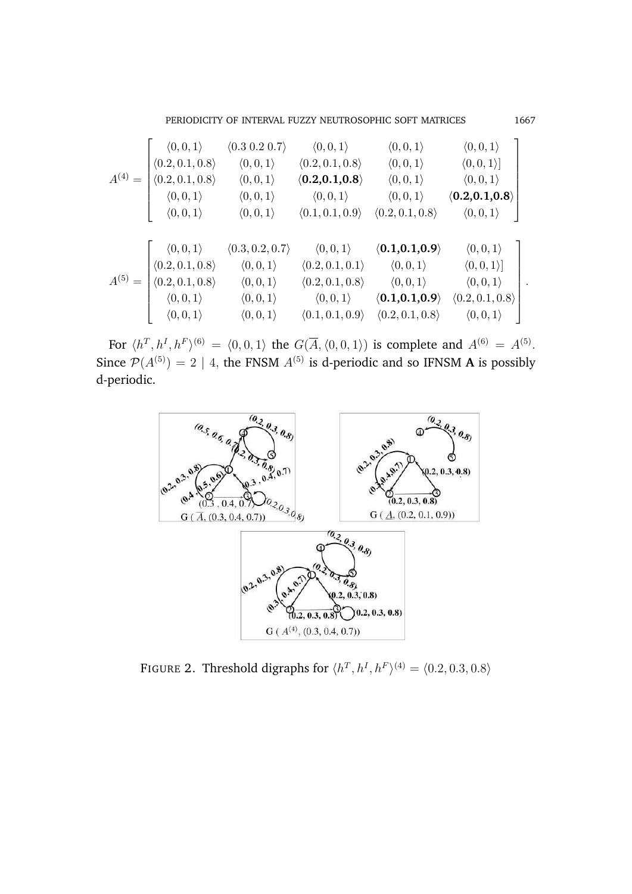$$A^{(4)} = \begin{bmatrix} \langle 0,0,1\rangle & \langle 0.3\ 0.2\ 0.7\rangle & \langle 0,0,1\rangle & \langle 0,0,1\rangle & \langle 0,0,1\rangle \\ \langle 0.2,0.1,0.8\rangle & \langle 0,0,1\rangle & \langle 0.2,0.1,0.8\rangle & \langle 0,0,1\rangle & \langle 0,0,1\rangle] \\ \langle 0.2,0.1,0.8\rangle & \langle 0,0,1\rangle & \langle \mathbf{0.2,0.1,0.8}\rangle & \langle 0,0,1\rangle & \langle 0,0,1\rangle \\ \langle 0,0,1\rangle & \langle 0,0,1\rangle & \langle 0,0,1\rangle & \langle 0,0,1\rangle & \langle \mathbf{0.2,0.1,0.8}\rangle \\ \langle 0,0,1\rangle & \langle 0,0,1\rangle & \langle 0.1,0.1,0.9\rangle & \langle 0.2,0.1,0.8\rangle & \langle 0,0,1\rangle \end{bmatrix}$$

$$A^{(5)} = \begin{bmatrix} \langle 0,0,1\rangle & \langle 0.3,0.2,0.7\rangle & \langle 0,0,1\rangle & \langle \mathbf{0.1,0.1,0.9}\rangle & \langle 0,0,1\rangle \\ \langle 0.2,0.1,0.8\rangle & \langle 0,0,1\rangle & \langle 0.2,0.1,0.1\rangle & \langle 0,0,1\rangle & \langle 0,0,1\rangle] \\ \langle 0.2,0.1,0.8\rangle & \langle 0,0,1\rangle & \langle 0.2,0.1,0.8\rangle & \langle 0,0,1\rangle & \langle 0,0,1\rangle \\ \langle 0,0,1\rangle & \langle 0,0,1\rangle & \langle 0,0,1\rangle & \langle \mathbf{0.1,0.1,0.9}\rangle & \langle 0.2,0.1,0.8\rangle \\ \langle 0,0,1\rangle & \langle 0,0,1\rangle & \langle 0.1,0.1,0.9\rangle & \langle 0.2,0.1,0.8\rangle & \langle 0,0,1\rangle \end{bmatrix}.$$

For $\langle h^T, h^I, h^F\rangle^{(6)} = \langle 0,0,1\rangle$ the $G(\overline{A}, \langle 0,0,1\rangle)$ is complete and $A^{(6)} = A^{(5)}$. Since $\mathcal{P}(A^{(5)}) = 2 \mid 4$, the FNSM $A^{(5)}$ is d-periodic and so IFNSM **A** is possibly d-periodic.

FIGURE 2. Threshold digraphs for $\langle h^T, h^I, h^F\rangle^{(4)} = \langle 0.2, 0.3, 0.8\rangle$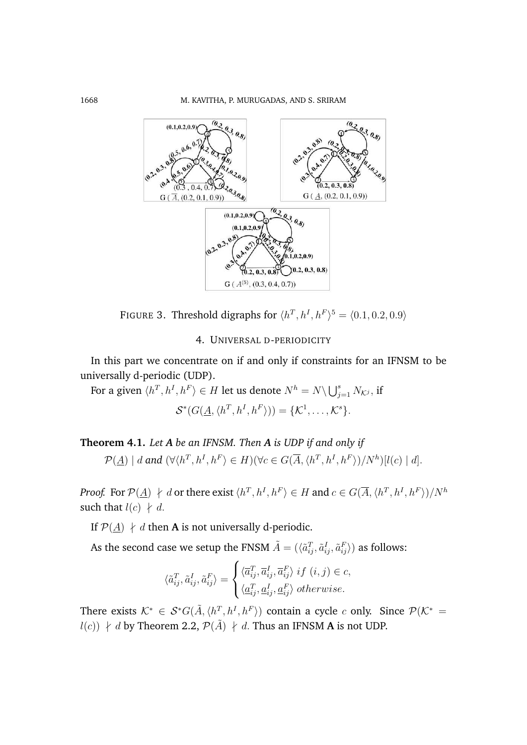FIGURE 3. Threshold digraphs for $\langle h^T, h^I, h^F\rangle^5 = \langle 0.1, 0.2, 0.9\rangle$

## 4. UNIVERSAL D-PERIODICITY

In this part we concentrate on if and only if constraints for an IFNSM to be universally d-periodic (UDP).

For a given $\langle h^T, h^I, h^F\rangle \in H$ let us denote $N^h = N \setminus \bigcup_{j=1}^{s} N_{\mathcal{K}^j}$, if

$$\mathcal{S}^*(G(\underline{A}, \langle h^T, h^I, h^F\rangle)) = \{\mathcal{K}^1, \ldots, \mathcal{K}^s\}.$$

**Theorem 4.1.** *Let **A** be an IFNSM. Then **A** is UDP if and only if*

$$\mathcal{P}(\underline{A}) \mid d \textit{ and } (\forall \langle h^T, h^I, h^F\rangle \in H)(\forall c \in G(\overline{A}, \langle h^T, h^I, h^F\rangle)/N^h)[l(c) \mid d].$$

*Proof.* For $\mathcal{P}(\underline{A}) \nmid d$ or there exist $\langle h^T, h^I, h^F\rangle \in H$ and $c \in G(\overline{A}, \langle h^T, h^I, h^F\rangle)/N^h$ such that $l(c) \nmid d$.

If $\mathcal{P}(\underline{A}) \nmid d$ then **A** is not universally d-periodic.

As the second case we setup the FNSM $\tilde{A} = (\langle \tilde{a}_{ij}^T, \tilde{a}_{ij}^I, \tilde{a}_{ij}^F\rangle)$ as follows:

$$\langle \tilde{a}_{ij}^T, \tilde{a}_{ij}^I, \tilde{a}_{ij}^F\rangle = \begin{cases} \langle \overline{a}_{ij}^T, \overline{a}_{ij}^I, \overline{a}_{ij}^F\rangle \; if \; (i,j) \in c, \\ \langle \underline{a}_{ij}^T, \underline{a}_{ij}^I, \underline{a}_{ij}^F\rangle \; otherwise. \end{cases}$$

There exists $\mathcal{K}^* \in \mathcal{S}^* G(\tilde{A}, \langle h^T, h^I, h^F\rangle)$ contain a cycle $c$ only. Since $\mathcal{P}(\mathcal{K}^* = l(c)) \nmid d$ by Theorem 2.2, $\mathcal{P}(\tilde{A}) \nmid d$. Thus an IFNSM **A** is not UDP.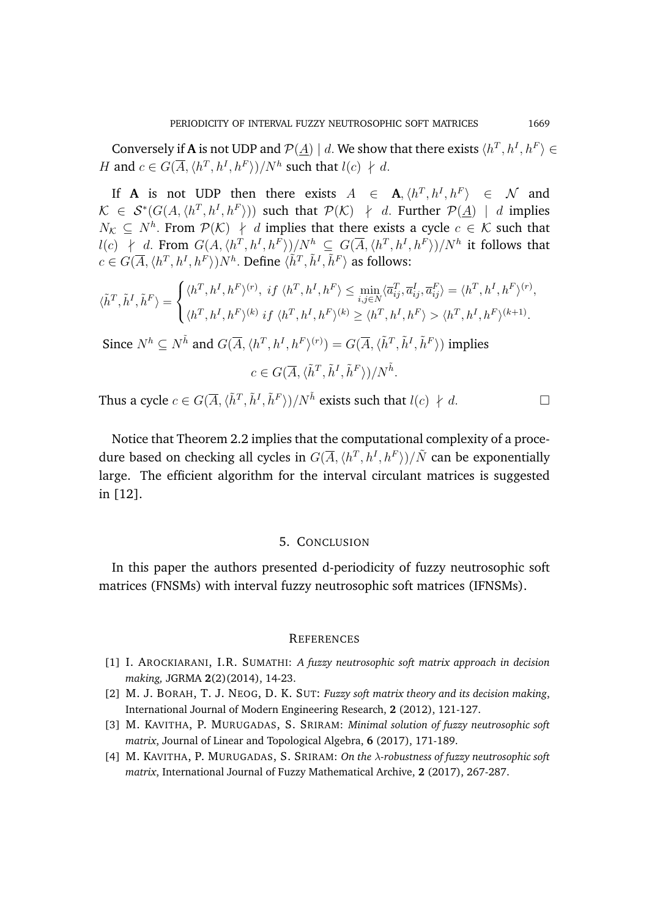Conversely if **A** is not UDP and $\mathcal{P}(\underline{A}) \mid d$. We show that there exists $\langle h^T, h^I, h^F\rangle \in H$ and $c \in G(\overline{A}, \langle h^T, h^I, h^F\rangle)/N^h$ such that $l(c) \nmid d$.

If **A** is not UDP then there exists $A \in \mathbf{A}, \langle h^T, h^I, h^F\rangle \in \mathcal{N}$ and $\mathcal{K} \in \mathcal{S}^*(G(A, \langle h^T, h^I, h^F\rangle))$ such that $\mathcal{P}(\mathcal{K}) \nmid d$. Further $\mathcal{P}(\underline{A}) \mid d$ implies $N_{\mathcal{K}} \subseteq N^h$. From $\mathcal{P}(\mathcal{K}) \nmid d$ implies that there exists a cycle $c \in \mathcal{K}$ such that $l(c) \nmid d$. From $G(A, \langle h^T, h^I, h^F\rangle)/N^h \subseteq G(\overline{A}, \langle h^T, h^I, h^F\rangle)/N^h$ it follows that $c \in G(\overline{A}, \langle h^T, h^I, h^F\rangle)N^h$. Define $\langle \tilde{h}^T, \tilde{h}^I, \tilde{h}^F\rangle$ as follows:

$$\langle \tilde{h}^T, \tilde{h}^I, \tilde{h}^F\rangle = \begin{cases} \langle h^T, h^I, h^F\rangle^{(r)}, \ if \ \langle h^T, h^I, h^F\rangle \leq \min\limits_{i,j\in N} \langle \overline{a}_{ij}^T, \overline{a}_{ij}^I, \overline{a}_{ij}^F\rangle = \langle h^T, h^I, h^F\rangle^{(r)}, \\ \langle h^T, h^I, h^F\rangle^{(k)} \ if \ \langle h^T, h^I, h^F\rangle^{(k)} \geq \langle h^T, h^I, h^F\rangle > \langle h^T, h^I, h^F\rangle^{(k+1)}. \end{cases}$$

Since $N^h \subseteq N^{\tilde{h}}$ and $G(\overline{A}, \langle h^T, h^I, h^F\rangle^{(r)}) = G(\overline{A}, \langle \tilde{h}^T, \tilde{h}^I, \tilde{h}^F\rangle)$ implies

$$c \in G(\overline{A}, \langle \tilde{h}^T, \tilde{h}^I, \tilde{h}^F\rangle)/N^{\tilde{h}}.$$

Thus a cycle $c \in G(\overline{A}, \langle \tilde{h}^T, \tilde{h}^I, \tilde{h}^F\rangle)/N^{\tilde{h}}$ exists such that $l(c) \nmid d$. □

Notice that Theorem 2.2 implies that the computational complexity of a procedure based on checking all cycles in $G(\overline{A}, \langle h^T, h^I, h^F\rangle)/\tilde{N}$ can be exponentially large. The efficient algorithm for the interval circulant matrices is suggested in [12].

## 5. Conclusion

In this paper the authors presented d-periodicity of fuzzy neutrosophic soft matrices (FNSMs) with interval fuzzy neutrosophic soft matrices (IFNSMs).

## References

[1] I. Arockiarani, I.R. Sumathi: *A fuzzy neutrosophic soft matrix approach in decision making,* JGRMA **2**(2)(2014), 14-23.

[2] M. J. Borah, T. J. Neog, D. K. Sut: *Fuzzy soft matrix theory and its decision making*, International Journal of Modern Engineering Research, **2** (2012), 121-127.

[3] M. Kavitha, P. Murugadas, S. Sriram: *Minimal solution of fuzzy neutrosophic soft matrix*, Journal of Linear and Topological Algebra, **6** (2017), 171-189.

[4] M. Kavitha, P. Murugadas, S. Sriram: *On the λ-robustness of fuzzy neutrosophic soft matrix*, International Journal of Fuzzy Mathematical Archive, **2** (2017), 267-287.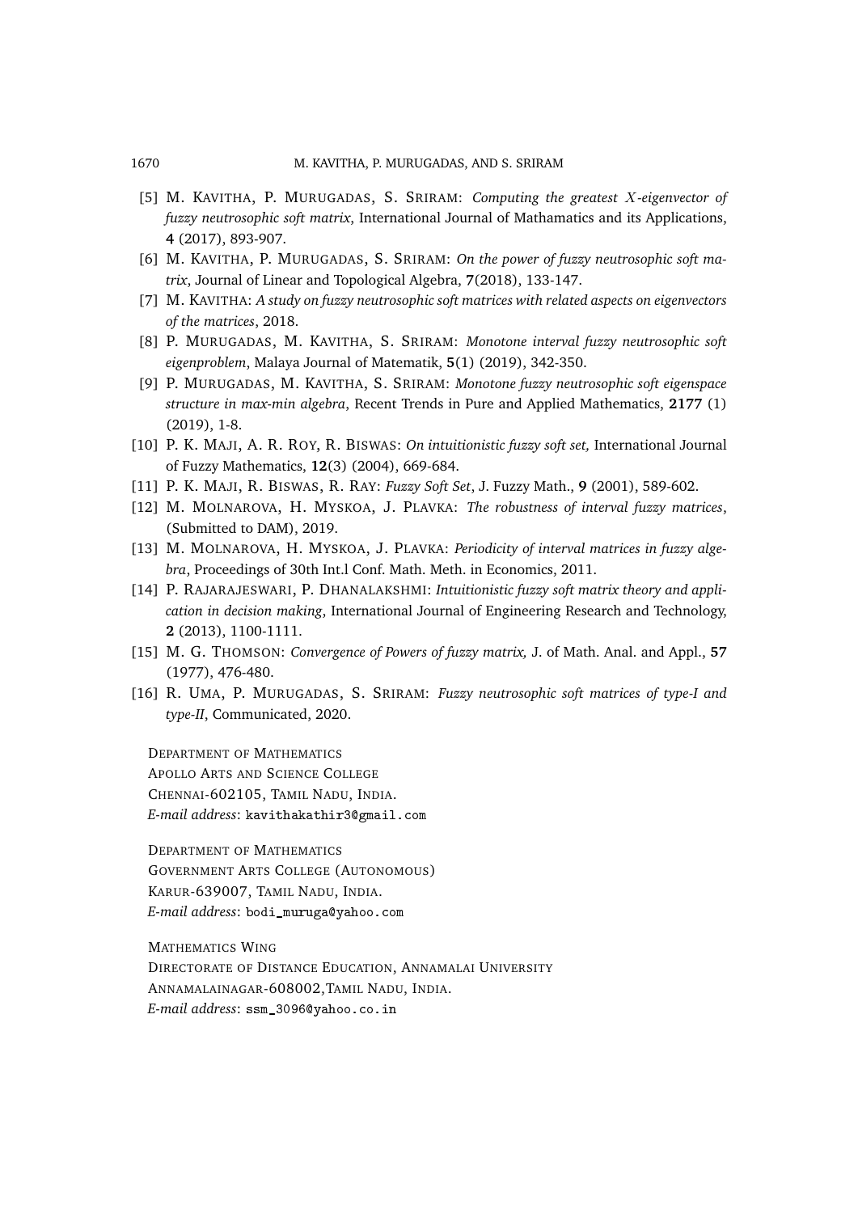[5] M. KAVITHA, P. MURUGADAS, S. SRIRAM: *Computing the greatest $X$-eigenvector of fuzzy neutrosophic soft matrix*, International Journal of Mathamatics and its Applications, **4** (2017), 893-907.

[6] M. KAVITHA, P. MURUGADAS, S. SRIRAM: *On the power of fuzzy neutrosophic soft matrix*, Journal of Linear and Topological Algebra, **7**(2018), 133-147.

[7] M. KAVITHA: *A study on fuzzy neutrosophic soft matrices with related aspects on eigenvectors of the matrices*, 2018.

[8] P. MURUGADAS, M. KAVITHA, S. SRIRAM: *Monotone interval fuzzy neutrosophic soft eigenproblem*, Malaya Journal of Matematik, **5**(1) (2019), 342-350.

[9] P. MURUGADAS, M. KAVITHA, S. SRIRAM: *Monotone fuzzy neutrosophic soft eigenspace structure in max-min algebra*, Recent Trends in Pure and Applied Mathematics, **2177** (1) (2019), 1-8.

[10] P. K. MAJI, A. R. ROY, R. BISWAS: *On intuitionistic fuzzy soft set,* International Journal of Fuzzy Mathematics, **12**(3) (2004), 669-684.

[11] P. K. MAJI, R. BISWAS, R. RAY: *Fuzzy Soft Set*, J. Fuzzy Math., **9** (2001), 589-602.

[12] M. MOLNAROVA, H. MYSKOA, J. PLAVKA: *The robustness of interval fuzzy matrices*, (Submitted to DAM), 2019.

[13] M. MOLNAROVA, H. MYSKOA, J. PLAVKA: *Periodicity of interval matrices in fuzzy algebra*, Proceedings of 30th Int.l Conf. Math. Meth. in Economics, 2011.

[14] P. RAJARAJESWARI, P. DHANALAKSHMI: *Intuitionistic fuzzy soft matrix theory and application in decision making*, International Journal of Engineering Research and Technology, **2** (2013), 1100-1111.

[15] M. G. THOMSON: *Convergence of Powers of fuzzy matrix,* J. of Math. Anal. and Appl., **57** (1977), 476-480.

[16] R. UMA, P. MURUGADAS, S. SRIRAM: *Fuzzy neutrosophic soft matrices of type-I and type-II*, Communicated, 2020.

DEPARTMENT OF MATHEMATICS
APOLLO ARTS AND SCIENCE COLLEGE
CHENNAI-602105, TAMIL NADU, INDIA.
*E-mail address*: kavithakathir3@gmail.com

DEPARTMENT OF MATHEMATICS
GOVERNMENT ARTS COLLEGE (AUTONOMOUS)
KARUR-639007, TAMIL NADU, INDIA.
*E-mail address*: bodi_muruga@yahoo.com

MATHEMATICS WING
DIRECTORATE OF DISTANCE EDUCATION, ANNAMALAI UNIVERSITY
ANNAMALAINAGAR-608002,TAMIL NADU, INDIA.
*E-mail address*: ssm_3096@yahoo.co.in